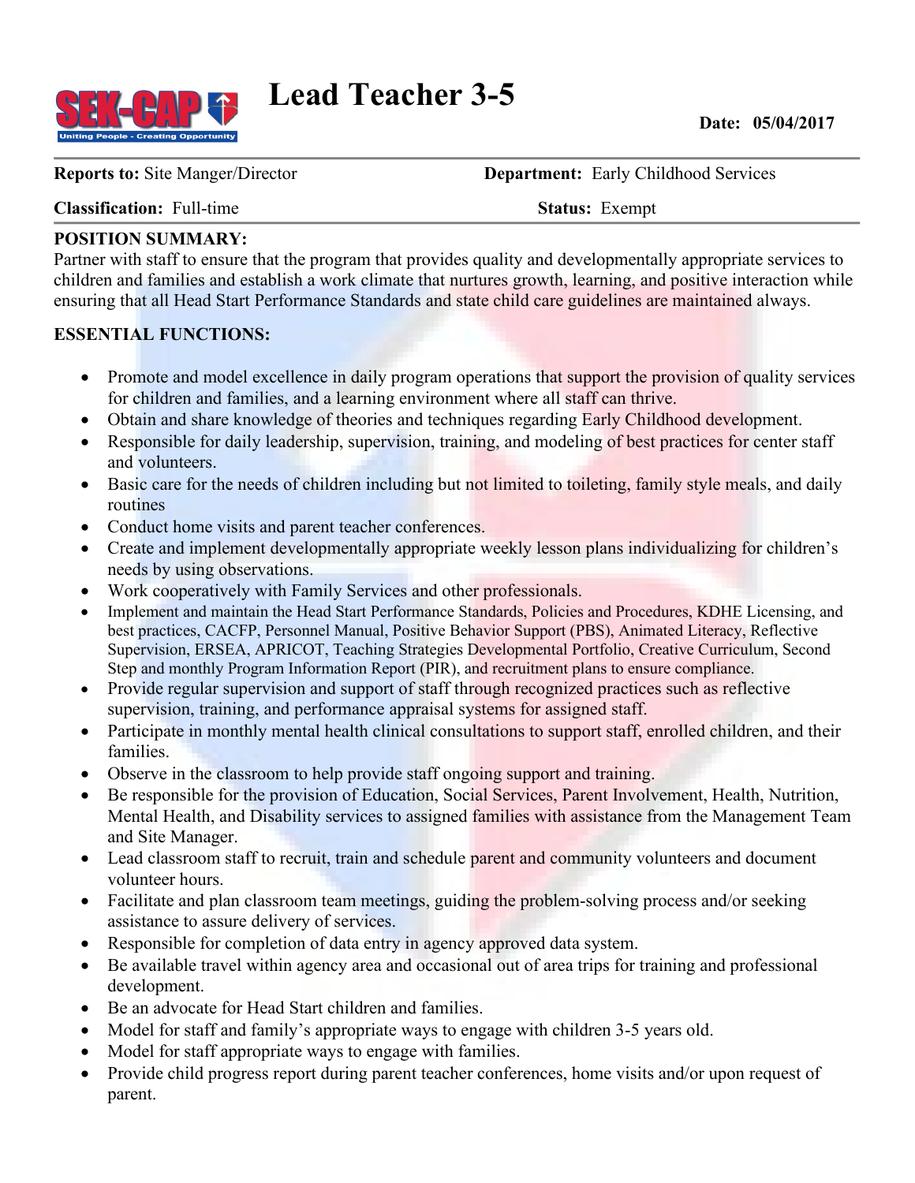# Lead Teacher 3-5

**Date: 05/04/2017**

**Reports to:** Site Manger/Director | **Department:** Early Childhood Services

**Classification:** Full-time | **Status:** Exempt

**POSITION SUMMARY:**
Partner with staff to ensure that the program that provides quality and developmentally appropriate services to children and families and establish a work climate that nurtures growth, learning, and positive interaction while ensuring that all Head Start Performance Standards and state child care guidelines are maintained always.

**ESSENTIAL FUNCTIONS:**

- Promote and model excellence in daily program operations that support the provision of quality services for children and families, and a learning environment where all staff can thrive.
- Obtain and share knowledge of theories and techniques regarding Early Childhood development.
- Responsible for daily leadership, supervision, training, and modeling of best practices for center staff and volunteers.
- Basic care for the needs of children including but not limited to toileting, family style meals, and daily routines
- Conduct home visits and parent teacher conferences.
- Create and implement developmentally appropriate weekly lesson plans individualizing for children's needs by using observations.
- Work cooperatively with Family Services and other professionals.
- Implement and maintain the Head Start Performance Standards, Policies and Procedures, KDHE Licensing, and best practices, CACFP, Personnel Manual, Positive Behavior Support (PBS), Animated Literacy, Reflective Supervision, ERSEA, APRICOT, Teaching Strategies Developmental Portfolio, Creative Curriculum, Second Step and monthly Program Information Report (PIR), and recruitment plans to ensure compliance.
- Provide regular supervision and support of staff through recognized practices such as reflective supervision, training, and performance appraisal systems for assigned staff.
- Participate in monthly mental health clinical consultations to support staff, enrolled children, and their families.
- Observe in the classroom to help provide staff ongoing support and training.
- Be responsible for the provision of Education, Social Services, Parent Involvement, Health, Nutrition, Mental Health, and Disability services to assigned families with assistance from the Management Team and Site Manager.
- Lead classroom staff to recruit, train and schedule parent and community volunteers and document volunteer hours.
- Facilitate and plan classroom team meetings, guiding the problem-solving process and/or seeking assistance to assure delivery of services.
- Responsible for completion of data entry in agency approved data system.
- Be available travel within agency area and occasional out of area trips for training and professional development.
- Be an advocate for Head Start children and families.
- Model for staff and family's appropriate ways to engage with children 3-5 years old.
- Model for staff appropriate ways to engage with families.
- Provide child progress report during parent teacher conferences, home visits and/or upon request of parent.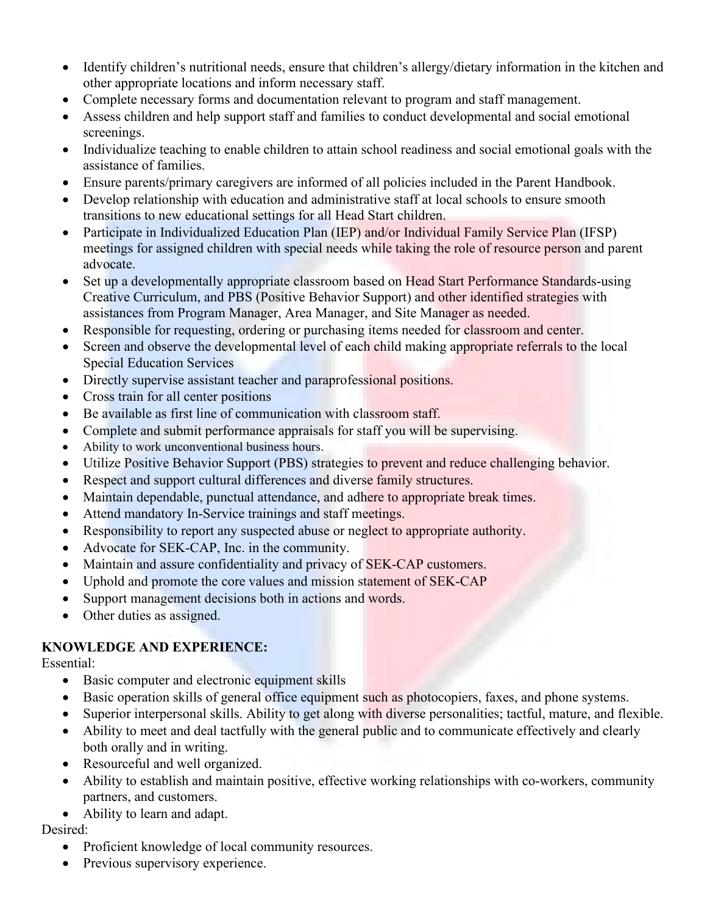- Identify children's nutritional needs, ensure that children's allergy/dietary information in the kitchen and other appropriate locations and inform necessary staff.
- Complete necessary forms and documentation relevant to program and staff management.
- Assess children and help support staff and families to conduct developmental and social emotional screenings.
- Individualize teaching to enable children to attain school readiness and social emotional goals with the assistance of families.
- Ensure parents/primary caregivers are informed of all policies included in the Parent Handbook.
- Develop relationship with education and administrative staff at local schools to ensure smooth transitions to new educational settings for all Head Start children.
- Participate in Individualized Education Plan (IEP) and/or Individual Family Service Plan (IFSP) meetings for assigned children with special needs while taking the role of resource person and parent advocate.
- Set up a developmentally appropriate classroom based on Head Start Performance Standards-using Creative Curriculum, and PBS (Positive Behavior Support) and other identified strategies with assistances from Program Manager, Area Manager, and Site Manager as needed.
- Responsible for requesting, ordering or purchasing items needed for classroom and center.
- Screen and observe the developmental level of each child making appropriate referrals to the local Special Education Services
- Directly supervise assistant teacher and paraprofessional positions.
- Cross train for all center positions
- Be available as first line of communication with classroom staff.
- Complete and submit performance appraisals for staff you will be supervising.
- Ability to work unconventional business hours.
- Utilize Positive Behavior Support (PBS) strategies to prevent and reduce challenging behavior.
- Respect and support cultural differences and diverse family structures.
- Maintain dependable, punctual attendance, and adhere to appropriate break times.
- Attend mandatory In-Service trainings and staff meetings.
- Responsibility to report any suspected abuse or neglect to appropriate authority.
- Advocate for SEK-CAP, Inc. in the community.
- Maintain and assure confidentiality and privacy of SEK-CAP customers.
- Uphold and promote the core values and mission statement of SEK-CAP
- Support management decisions both in actions and words.
- Other duties as assigned.

**KNOWLEDGE AND EXPERIENCE:**

Essential:

- Basic computer and electronic equipment skills
- Basic operation skills of general office equipment such as photocopiers, faxes, and phone systems.
- Superior interpersonal skills. Ability to get along with diverse personalities; tactful, mature, and flexible.
- Ability to meet and deal tactfully with the general public and to communicate effectively and clearly both orally and in writing.
- Resourceful and well organized.
- Ability to establish and maintain positive, effective working relationships with co-workers, community partners, and customers.
- Ability to learn and adapt.

Desired:

- Proficient knowledge of local community resources.
- Previous supervisory experience.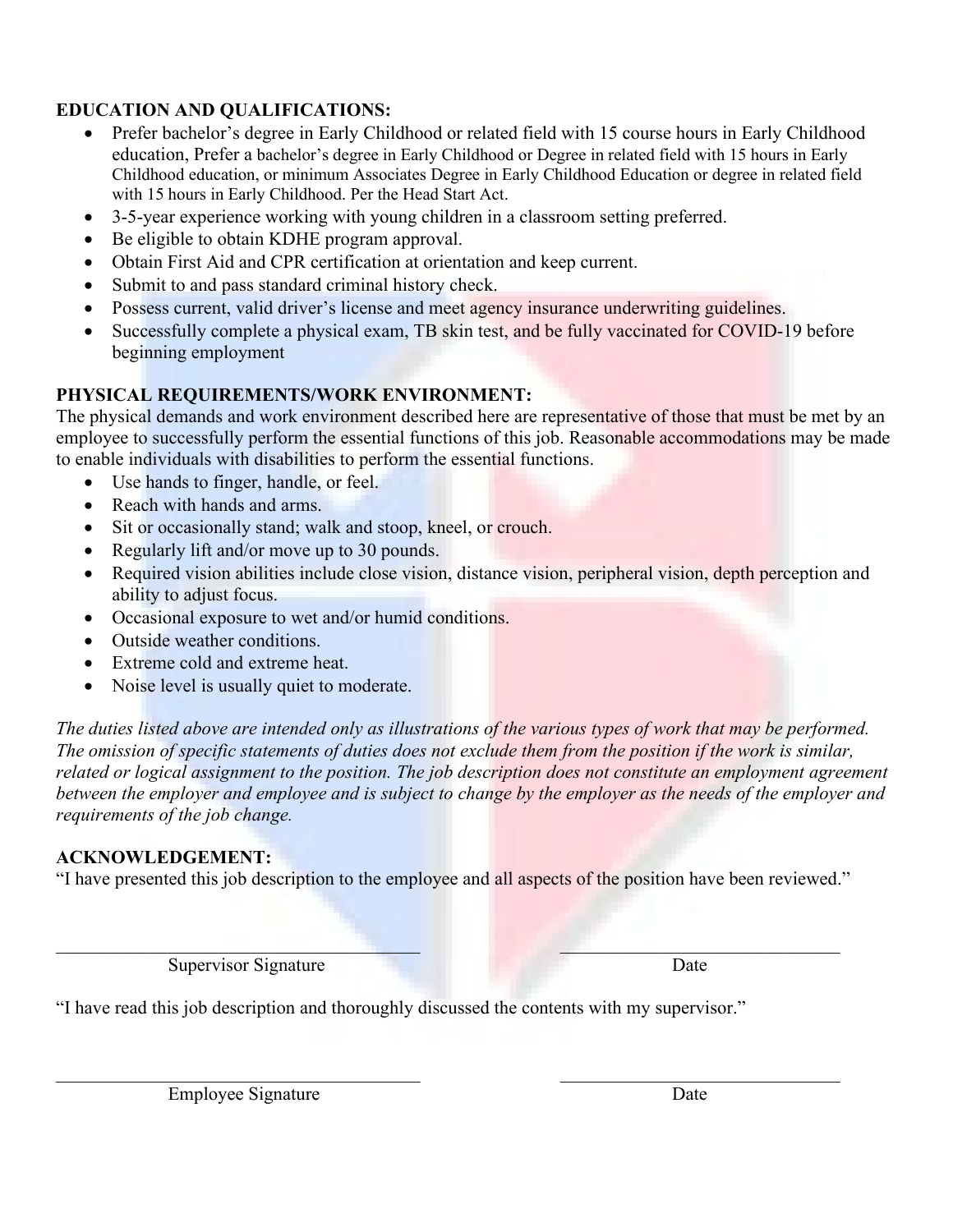**EDUCATION AND QUALIFICATIONS:**

- Prefer bachelor's degree in Early Childhood or related field with 15 course hours in Early Childhood education, Prefer a bachelor's degree in Early Childhood or Degree in related field with 15 hours in Early Childhood education, or minimum Associates Degree in Early Childhood Education or degree in related field with 15 hours in Early Childhood. Per the Head Start Act.
- 3-5-year experience working with young children in a classroom setting preferred.
- Be eligible to obtain KDHE program approval.
- Obtain First Aid and CPR certification at orientation and keep current.
- Submit to and pass standard criminal history check.
- Possess current, valid driver's license and meet agency insurance underwriting guidelines.
- Successfully complete a physical exam, TB skin test, and be fully vaccinated for COVID-19 before beginning employment

**PHYSICAL REQUIREMENTS/WORK ENVIRONMENT:**

The physical demands and work environment described here are representative of those that must be met by an employee to successfully perform the essential functions of this job. Reasonable accommodations may be made to enable individuals with disabilities to perform the essential functions.

- Use hands to finger, handle, or feel.
- Reach with hands and arms.
- Sit or occasionally stand; walk and stoop, kneel, or crouch.
- Regularly lift and/or move up to 30 pounds.
- Required vision abilities include close vision, distance vision, peripheral vision, depth perception and ability to adjust focus.
- Occasional exposure to wet and/or humid conditions.
- Outside weather conditions.
- Extreme cold and extreme heat.
- Noise level is usually quiet to moderate.

*The duties listed above are intended only as illustrations of the various types of work that may be performed. The omission of specific statements of duties does not exclude them from the position if the work is similar, related or logical assignment to the position. The job description does not constitute an employment agreement between the employer and employee and is subject to change by the employer as the needs of the employer and requirements of the job change.*

**ACKNOWLEDGEMENT:**

"I have presented this job description to the employee and all aspects of the position have been reviewed."

_______________________________________ _______________________________

Supervisor Signature Date

"I have read this job description and thoroughly discussed the contents with my supervisor."

_______________________________________ _______________________________

Employee Signature Date